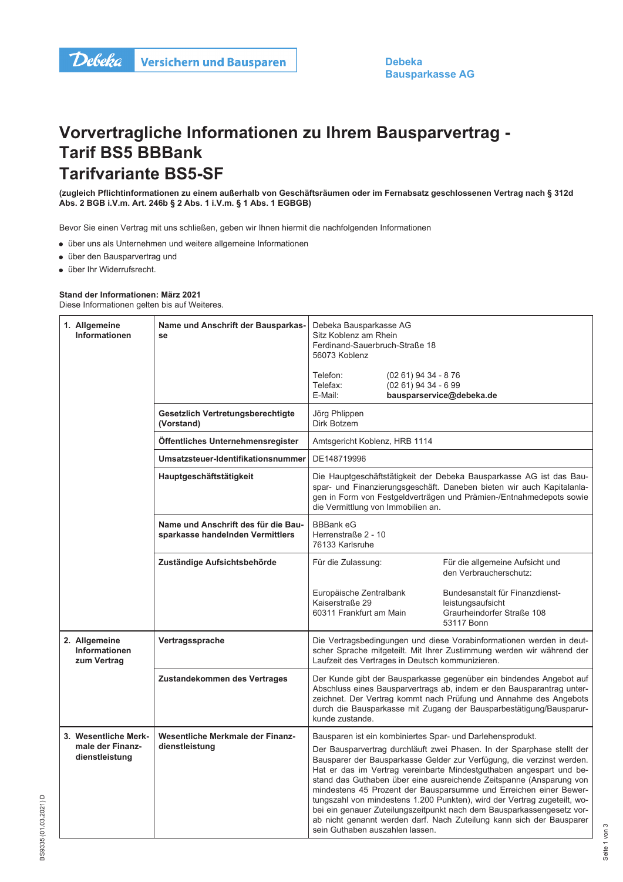Debeka Versichern und Bausparen

**Debeka Bausparkasse AG**

# Vorvertragliche Informationen zu Ihrem Bausparvertrag - Tarif BS5 BBBank Tarifvariante BS5-SF

**(zugleich Pflichtinformationen zu einem außerhalb von Geschäftsräumen oder im Fernabsatz geschlossenen Vertrag nach § 312d Abs. 2 BGB i.V.m. Art. 246b § 2 Abs. 1 i.V.m. § 1 Abs. 1 EGBGB)**

Bevor Sie einen Vertrag mit uns schließen, geben wir Ihnen hiermit die nachfolgenden Informationen

- über uns als Unternehmen und weitere allgemeine Informationen
- über den Bausparvertrag und
- über Ihr Widerrufsrecht.

**Stand der Informationen: März 2021**
Diese Informationen gelten bis auf Weiteres.

| | | |
|---|---|---|
| **1. Allgemeine Informationen** | **Name und Anschrift der Bausparkasse** | Debeka Bausparkasse AG<br>Sitz Koblenz am Rhein<br>Ferdinand-Sauerbruch-Straße 18<br>56073 Koblenz<br><br>Telefon: (02 61) 94 34 - 8 76<br>Telefax: (02 61) 94 34 - 6 99<br>E-Mail: **bausparservice@debeka.de** |
| | **Gesetzlich Vertretungsberechtigte (Vorstand)** | Jörg Phlippen<br>Dirk Botzem |
| | **Öffentliches Unternehmensregister** | Amtsgericht Koblenz, HRB 1114 |
| | **Umsatzsteuer-Identifikationsnummer** | DE148719996 |
| | **Hauptgeschäftstätigkeit** | Die Hauptgeschäftstätigkeit der Debeka Bausparkasse AG ist das Bauspar- und Finanzierungsgeschäft. Daneben bieten wir auch Kapitalanlagen in Form von Festgeldverträgen und Prämien-/Entnahmedepots sowie die Vermittlung von Immobilien an. |
| | **Name und Anschrift des für die Bausparkasse handelnden Vermittlers** | BBBank eG<br>Herrenstraße 2 - 10<br>76133 Karlsruhe |
| | **Zuständige Aufsichtsbehörde** | Für die Zulassung:<br>Europäische Zentralbank<br>Kaiserstraße 29<br>60311 Frankfurt am Main<br><br>Für die allgemeine Aufsicht und den Verbraucherschutz:<br>Bundesanstalt für Finanzdienstleistungsaufsicht<br>Graurheindorfer Straße 108<br>53117 Bonn |
| **2. Allgemeine Informationen zum Vertrag** | **Vertragssprache** | Die Vertragsbedingungen und diese Vorabinformationen werden in deutscher Sprache mitgeteilt. Mit Ihrer Zustimmung werden wir während der Laufzeit des Vertrages in Deutsch kommunizieren. |
| | **Zustandekommen des Vertrages** | Der Kunde gibt der Bausparkasse gegenüber ein bindendes Angebot auf Abschluss eines Bausparvertrags ab, indem er den Bausparantrag unterzeichnet. Der Vertrag kommt nach Prüfung und Annahme des Angebots durch die Bausparkasse mit Zugang der Bausparbestätigung/Bausparurkunde zustande. |
| **3. Wesentliche Merkmale der Finanzdienstleistung** | **Wesentliche Merkmale der Finanzdienstleistung** | Bausparen ist ein kombiniertes Spar- und Darlehensprodukt.<br><br>Der Bausparvertrag durchläuft zwei Phasen. In der Sparphase stellt der Bausparer der Bausparkasse Gelder zur Verfügung, die verzinst werden. Hat er das im Vertrag vereinbarte Mindestguthaben angespart und bestand das Guthaben über eine ausreichende Zeitspanne (Ansparung von mindestens 45 Prozent der Bausparsumme und Erreichen einer Bewertungszahl von mindestens 1.200 Punkten), wird der Vertrag zugeteilt, wobei ein genauer Zuteilungszeitpunkt nach dem Bausparkassengesetz vorab nicht genannt werden darf. Nach Zuteilung kann sich der Bausparer sein Guthaben auszahlen lassen. |

BS9335 (01.03.2021) D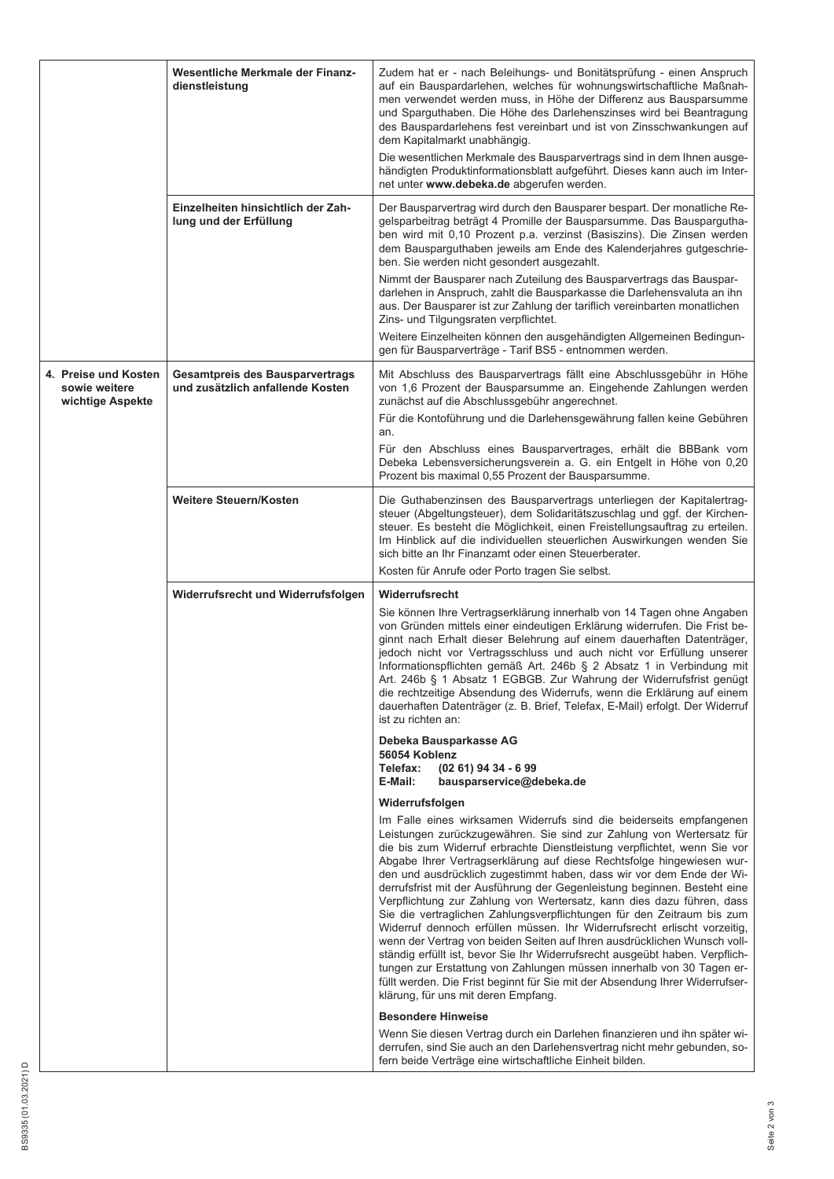| | | |
|---|---|---|
| | **Wesentliche Merkmale der Finanzdienstleistung** | Zudem hat er - nach Beleihungs- und Bonitätsprüfung - einen Anspruch auf ein Bauspardarlehen, welches für wohnungswirtschaftliche Maßnahmen verwendet werden muss, in Höhe der Differenz aus Bausparsumme und Sparguthaben. Die Höhe des Darlehenszinses wird bei Beantragung des Bauspardarlehens fest vereinbart und ist von Zinsschwankungen auf dem Kapitalmarkt unabhängig.<br><br>Die wesentlichen Merkmale des Bausparvertrags sind in dem Ihnen ausgehändigten Produktinformationsblatt aufgeführt. Dieses kann auch im Internet unter **www.debeka.de** abgerufen werden. |
| | **Einzelheiten hinsichtlich der Zahlung und der Erfüllung** | Der Bausparvertrag wird durch den Bausparer bespart. Der monatliche Regelsparbeitrag beträgt 4 Promille der Bausparsumme. Das Bausparguthaben wird mit 0,10 Prozent p.a. verzinst (Basiszins). Die Zinsen werden dem Bausparguthaben jeweils am Ende des Kalenderjahres gutgeschrieben. Sie werden nicht gesondert ausgezahlt.<br><br>Nimmt der Bausparer nach Zuteilung des Bausparvertrags das Bauspardarlehen in Anspruch, zahlt die Bausparkasse die Darlehensvaluta an ihn aus. Der Bausparer ist zur Zahlung der tariflich vereinbarten monatlichen Zins- und Tilgungsraten verpflichtet.<br><br>Weitere Einzelheiten können den ausgehändigten Allgemeinen Bedingungen für Bausparverträge - Tarif BS5 - entnommen werden. |
| **4. Preise und Kosten sowie weitere wichtige Aspekte** | **Gesamtpreis des Bausparvertrags und zusätzlich anfallende Kosten** | Mit Abschluss des Bausparvertrags fällt eine Abschlussgebühr in Höhe von 1,6 Prozent der Bausparsumme an. Eingehende Zahlungen werden zunächst auf die Abschlussgebühr angerechnet.<br><br>Für die Kontoführung und die Darlehensgewährung fallen keine Gebühren an.<br><br>Für den Abschluss eines Bausparvertrages, erhält die BBBank vom Debeka Lebensversicherungsverein a. G. ein Entgelt in Höhe von 0,20 Prozent bis maximal 0,55 Prozent der Bausparsumme. |
| | **Weitere Steuern/Kosten** | Die Guthabenzinsen des Bausparvertrags unterliegen der Kapitalertragsteuer (Abgeltungsteuer), dem Solidaritätszuschlag und ggf. der Kirchensteuer. Es besteht die Möglichkeit, einen Freistellungsauftrag zu erteilen. Im Hinblick auf die individuellen steuerlichen Auswirkungen wenden Sie sich bitte an Ihr Finanzamt oder einen Steuerberater.<br><br>Kosten für Anrufe oder Porto tragen Sie selbst. |
| | **Widerrufsrecht und Widerrufsfolgen** | **Widerrufsrecht**<br><br>Sie können Ihre Vertragserklärung innerhalb von 14 Tagen ohne Angaben von Gründen mittels einer eindeutigen Erklärung widerrufen. Die Frist beginnt nach Erhalt dieser Belehrung auf einem dauerhaften Datenträger, jedoch nicht vor Vertragsschluss und auch nicht vor Erfüllung unserer Informationspflichten gemäß Art. 246b § 2 Absatz 1 in Verbindung mit Art. 246b § 1 Absatz 1 EGBGB. Zur Wahrung der Widerrufsfrist genügt die rechtzeitige Absendung des Widerrufs, wenn die Erklärung auf einem dauerhaften Datenträger (z. B. Brief, Telefax, E-Mail) erfolgt. Der Widerruf ist zu richten an:<br><br>**Debeka Bausparkasse AG**<br>**56054 Koblenz**<br>**Telefax: (02 61) 94 34 - 6 99**<br>**E-Mail: bausparservice@debeka.de**<br><br>**Widerrufsfolgen**<br><br>Im Falle eines wirksamen Widerrufs sind die beiderseits empfangenen Leistungen zurückzugewähren. Sie sind zur Zahlung von Wertersatz für die bis zum Widerruf erbrachte Dienstleistung verpflichtet, wenn Sie vor Abgabe Ihrer Vertragserklärung auf diese Rechtsfolge hingewiesen wurden und ausdrücklich zugestimmt haben, dass wir vor dem Ende der Widerrufsfrist mit der Ausführung der Gegenleistung beginnen. Besteht eine Verpflichtung zur Zahlung von Wertersatz, kann dies dazu führen, dass Sie die vertraglichen Zahlungsverpflichtungen für den Zeitraum bis zum Widerruf dennoch erfüllen müssen. Ihr Widerrufsrecht erlischt vorzeitig, wenn der Vertrag von beiden Seiten auf Ihren ausdrücklichen Wunsch vollständig erfüllt ist, bevor Sie Ihr Widerrufsrecht ausgeübt haben. Verpflichtungen zur Erstattung von Zahlungen müssen innerhalb von 30 Tagen erfüllt werden. Die Frist beginnt für Sie mit der Absendung Ihrer Widerrufserklärung, für uns mit deren Empfang.<br><br>**Besondere Hinweise**<br><br>Wenn Sie diesen Vertrag durch ein Darlehen finanzieren und ihn später widerrufen, sind Sie auch an den Darlehensvertrag nicht mehr gebunden, sofern beide Verträge eine wirtschaftliche Einheit bilden. |

BS9335 (01.03.2021) D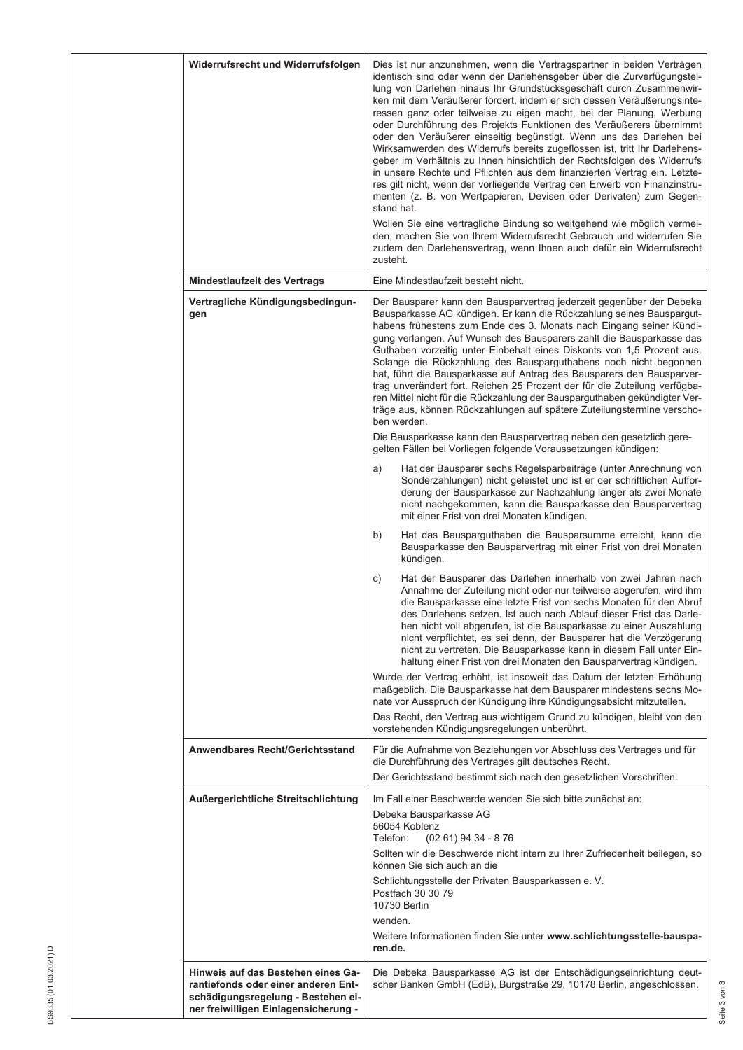| | |
|---|---|
| **Widerrufsrecht und Widerrufsfolgen** | Dies ist nur anzunehmen, wenn die Vertragspartner in beiden Verträgen identisch sind oder wenn der Darlehensgeber über die Zurverfügungstellung von Darlehen hinaus Ihr Grundstücksgeschäft durch Zusammenwirken mit dem Veräußerer fördert, indem er sich dessen Veräußerungsinteressen ganz oder teilweise zu eigen macht, bei der Planung, Werbung oder Durchführung des Projekts Funktionen des Veräußerers übernimmt oder den Veräußerer einseitig begünstigt. Wenn uns das Darlehen bei Wirksamwerden des Widerrufs bereits zugeflossen ist, tritt Ihr Darlehensgeber im Verhältnis zu Ihnen hinsichtlich der Rechtsfolgen des Widerrufs in unsere Rechte und Pflichten aus dem finanzierten Vertrag ein. Letzteres gilt nicht, wenn der vorliegende Vertrag den Erwerb von Finanzinstrumenten (z. B. von Wertpapieren, Devisen oder Derivaten) zum Gegenstand hat.<br><br>Wollen Sie eine vertragliche Bindung so weitgehend wie möglich vermeiden, machen Sie von Ihrem Widerrufsrecht Gebrauch und widerrufen Sie zudem den Darlehensvertrag, wenn Ihnen auch dafür ein Widerrufsrecht zusteht. |
| **Mindestlaufzeit des Vertrags** | Eine Mindestlaufzeit besteht nicht. |
| **Vertragliche Kündigungsbedingungen** | Der Bausparer kann den Bausparvertrag jederzeit gegenüber der Debeka Bausparkasse AG kündigen. Er kann die Rückzahlung seines Bausparguthabens frühestens zum Ende des 3. Monats nach Eingang seiner Kündigung verlangen. Auf Wunsch des Bausparers zahlt die Bausparkasse das Guthaben vorzeitig unter Einbehalt eines Diskonts von 1,5 Prozent aus. Solange die Rückzahlung des Bausparguthabens noch nicht begonnen hat, führt die Bausparkasse auf Antrag des Bausparers den Bausparvertrag unverändert fort. Reichen 25 Prozent der für die Zuteilung verfügbaren Mittel nicht für die Rückzahlung der Bausparguthaben gekündigter Verträge aus, können Rückzahlungen auf spätere Zuteilungstermine verschoben werden.<br><br>Die Bausparkasse kann den Bausparvertrag neben den gesetzlich geregelten Fällen bei Vorliegen folgende Voraussetzungen kündigen:<br><br>a) Hat der Bausparer sechs Regelsparbeiträge (unter Anrechnung von Sonderzahlungen) nicht geleistet und ist er der schriftlichen Aufforderung der Bausparkasse zur Nachzahlung länger als zwei Monate nicht nachgekommen, kann die Bausparkasse den Bausparvertrag mit einer Frist von drei Monaten kündigen.<br><br>b) Hat das Bausparguthaben die Bausparsumme erreicht, kann die Bausparkasse den Bausparvertrag mit einer Frist von drei Monaten kündigen.<br><br>c) Hat der Bausparer das Darlehen innerhalb von zwei Jahren nach Annahme der Zuteilung nicht oder nur teilweise abgerufen, wird ihm die Bausparkasse eine letzte Frist von sechs Monaten für den Abruf des Darlehens setzen. Ist auch nach Ablauf dieser Frist das Darlehen nicht voll abgerufen, ist die Bausparkasse zu einer Auszahlung nicht verpflichtet, es sei denn, der Bausparer hat die Verzögerung nicht zu vertreten. Die Bausparkasse kann in diesem Fall unter Einhaltung einer Frist von drei Monaten den Bausparvertrag kündigen.<br><br>Wurde der Vertrag erhöht, ist insoweit das Datum der letzten Erhöhung maßgeblich. Die Bausparkasse hat dem Bausparer mindestens sechs Monate vor Ausspruch der Kündigung ihre Kündigungsabsicht mitzuteilen.<br><br>Das Recht, den Vertrag aus wichtigem Grund zu kündigen, bleibt von den vorstehenden Kündigungsregelungen unberührt. |
| **Anwendbares Recht/Gerichtsstand** | Für die Aufnahme von Beziehungen vor Abschluss des Vertrages und für die Durchführung des Vertrages gilt deutsches Recht.<br><br>Der Gerichtsstand bestimmt sich nach den gesetzlichen Vorschriften. |
| **Außergerichtliche Streitschlichtung** | Im Fall einer Beschwerde wenden Sie sich bitte zunächst an:<br><br>Debeka Bausparkasse AG<br>56054 Koblenz<br>Telefon: (02 61) 94 34 - 8 76<br><br>Sollten wir die Beschwerde nicht intern zu Ihrer Zufriedenheit beilegen, so können Sie sich auch an die<br><br>Schlichtungsstelle der Privaten Bausparkassen e. V.<br>Postfach 30 30 79<br>10730 Berlin<br><br>wenden.<br><br>Weitere Informationen finden Sie unter **www.schlichtungsstelle-bausparen.de.** |
| **Hinweis auf das Bestehen eines Garantiefonds oder einer anderen Entschädigungsregelung - Bestehen einer freiwilligen Einlagensicherung -** | Die Debeka Bausparkasse AG ist der Entschädigungseinrichtung deutscher Banken GmbH (EdB), Burgstraße 29, 10178 Berlin, angeschlossen. |

BS9335 (01.03.2021) D